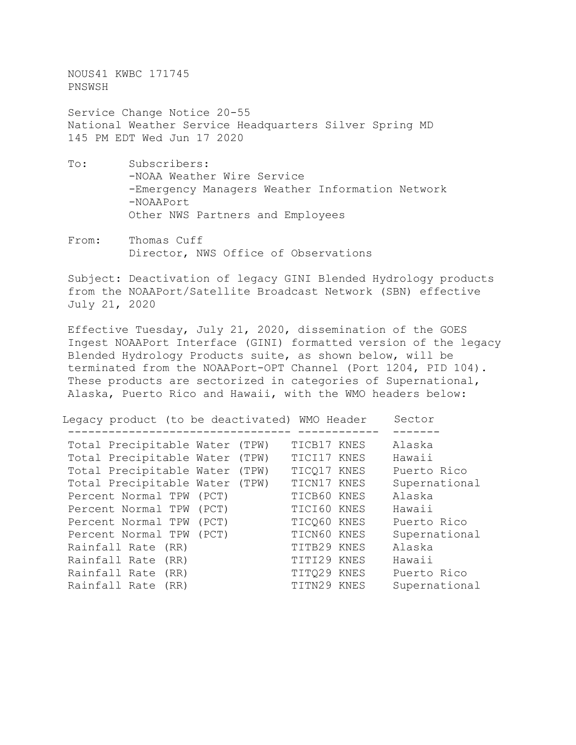NOUS41 KWBC 171745
PNSWSH

Service Change Notice 20-55
National Weather Service Headquarters Silver Spring MD
145 PM EDT Wed Jun 17 2020

To: Subscribers:
-NOAA Weather Wire Service
-Emergency Managers Weather Information Network
-NOAAPort
Other NWS Partners and Employees

From: Thomas Cuff
Director, NWS Office of Observations

Subject: Deactivation of legacy GINI Blended Hydrology products from the NOAAPort/Satellite Broadcast Network (SBN) effective July 21, 2020

Effective Tuesday, July 21, 2020, dissemination of the GOES Ingest NOAAPort Interface (GINI) formatted version of the legacy Blended Hydrology Products suite, as shown below, will be terminated from the NOAAPort-OPT Channel (Port 1204, PID 104). These products are sectorized in categories of Supernational, Alaska, Puerto Rico and Hawaii, with the WMO headers below:

| Legacy product (to be deactivated) | WMO Header | Sector |
|---|---|---|
| Total Precipitable Water (TPW) | TICB17 KNES | Alaska |
| Total Precipitable Water (TPW) | TICI17 KNES | Hawaii |
| Total Precipitable Water (TPW) | TICQ17 KNES | Puerto Rico |
| Total Precipitable Water (TPW) | TICN17 KNES | Supernational |
| Percent Normal TPW (PCT) | TICB60 KNES | Alaska |
| Percent Normal TPW (PCT) | TICI60 KNES | Hawaii |
| Percent Normal TPW (PCT) | TICQ60 KNES | Puerto Rico |
| Percent Normal TPW (PCT) | TICN60 KNES | Supernational |
| Rainfall Rate (RR) | TITB29 KNES | Alaska |
| Rainfall Rate (RR) | TITI29 KNES | Hawaii |
| Rainfall Rate (RR) | TITQ29 KNES | Puerto Rico |
| Rainfall Rate (RR) | TITN29 KNES | Supernational |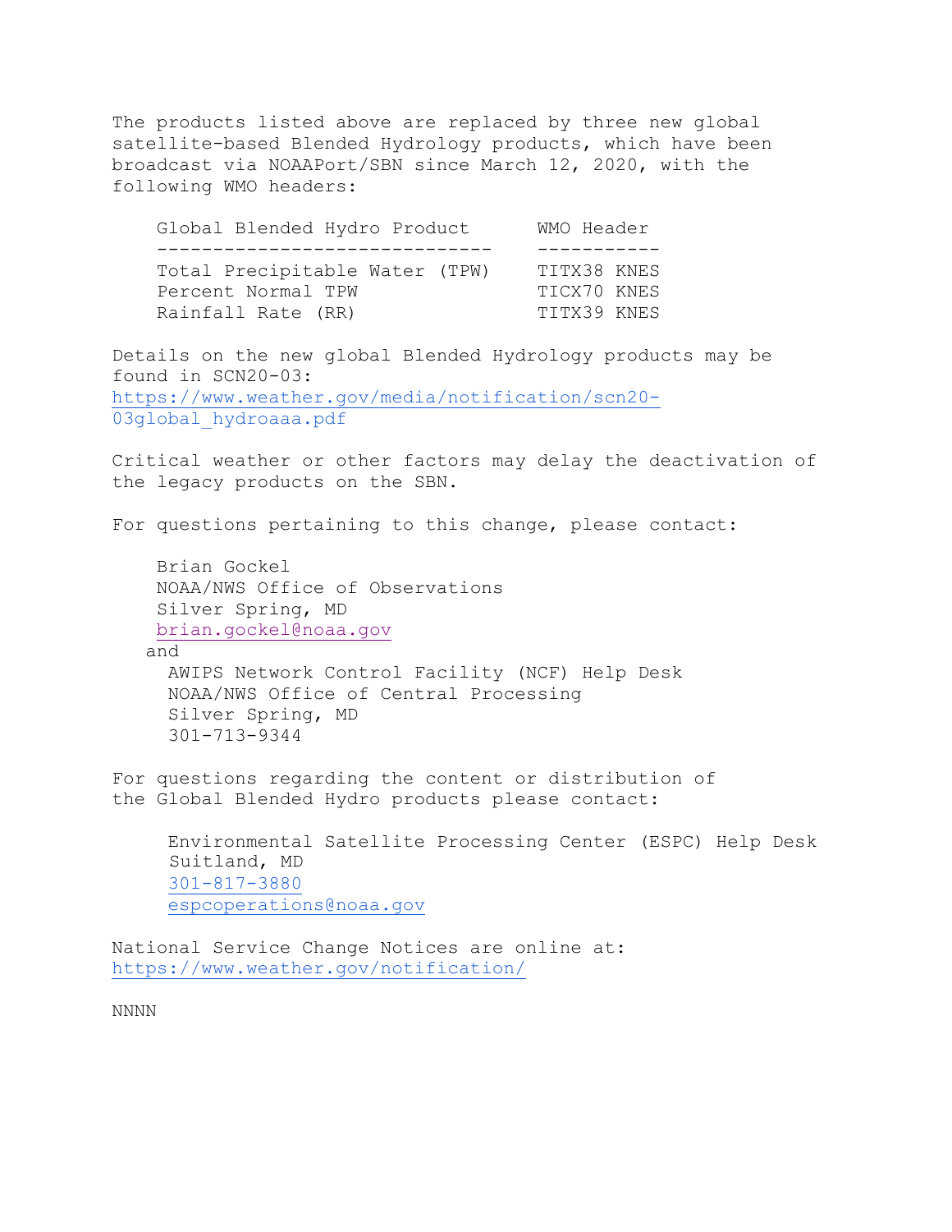The products listed above are replaced by three new global satellite-based Blended Hydrology products, which have been broadcast via NOAAPort/SBN since March 12, 2020, with the following WMO headers:

| Global Blended Hydro Product | WMO Header |
|---|---|
| Total Precipitable Water (TPW) | TITX38 KNES |
| Percent Normal TPW | TICX70 KNES |
| Rainfall Rate (RR) | TITX39 KNES |

Details on the new global Blended Hydrology products may be found in SCN20-03:
https://www.weather.gov/media/notification/scn20-03global_hydroaaa.pdf

Critical weather or other factors may delay the deactivation of the legacy products on the SBN.

For questions pertaining to this change, please contact:

Brian Gockel
NOAA/NWS Office of Observations
Silver Spring, MD
brian.gockel@noaa.gov

and

AWIPS Network Control Facility (NCF) Help Desk
NOAA/NWS Office of Central Processing
Silver Spring, MD
301-713-9344

For questions regarding the content or distribution of the Global Blended Hydro products please contact:

Environmental Satellite Processing Center (ESPC) Help Desk
Suitland, MD
301-817-3880
espcoperations@noaa.gov

National Service Change Notices are online at:
https://www.weather.gov/notification/

NNNN